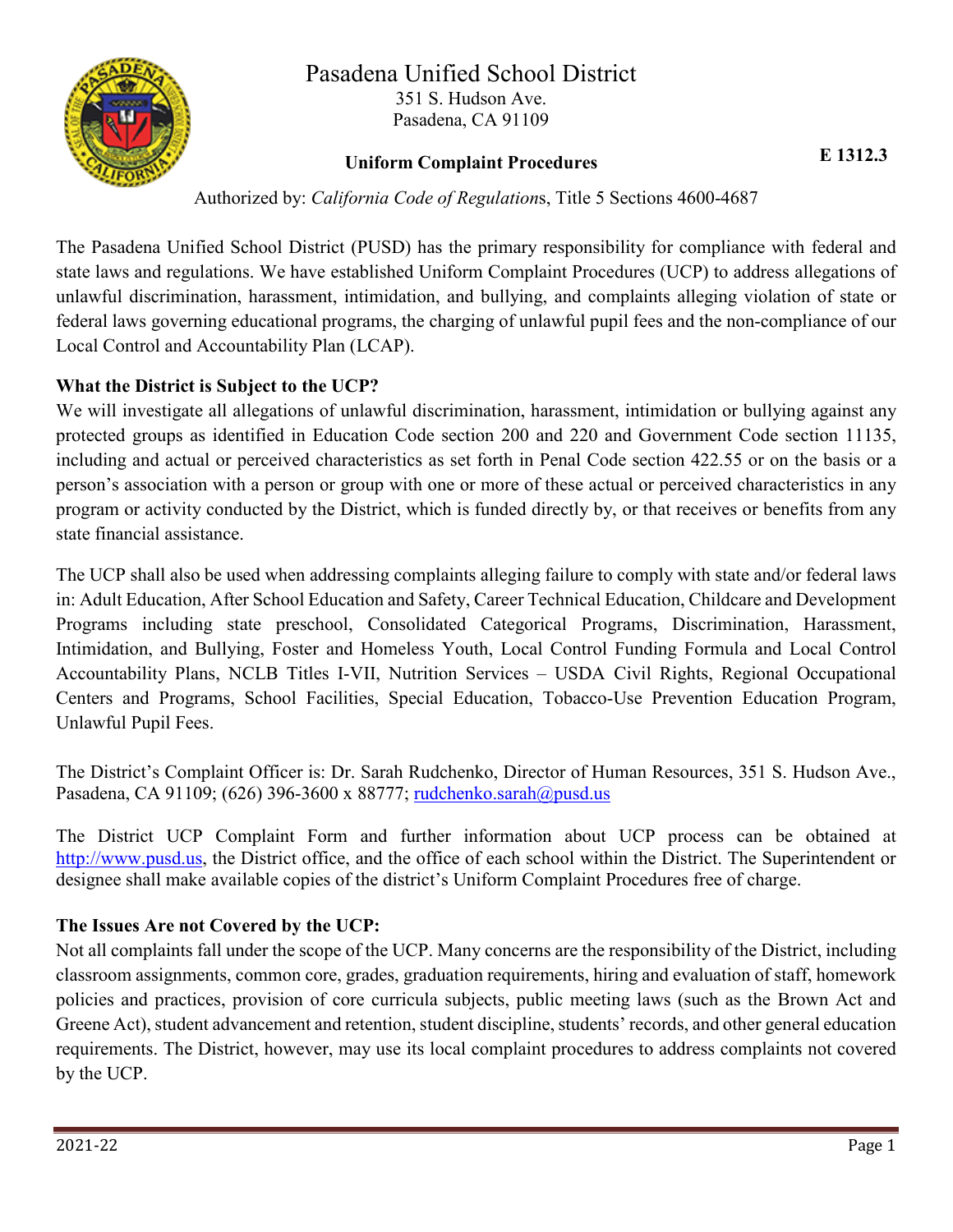# Pasadena Unified School District

351 S. Hudson Ave.
Pasadena, CA 91109

**Uniform Complaint Procedures**

**E 1312.3**

Authorized by: *California Code of Regulation*s, Title 5 Sections 4600-4687

The Pasadena Unified School District (PUSD) has the primary responsibility for compliance with federal and state laws and regulations. We have established Uniform Complaint Procedures (UCP) to address allegations of unlawful discrimination, harassment, intimidation, and bullying, and complaints alleging violation of state or federal laws governing educational programs, the charging of unlawful pupil fees and the non-compliance of our Local Control and Accountability Plan (LCAP).

**What the District is Subject to the UCP?**

We will investigate all allegations of unlawful discrimination, harassment, intimidation or bullying against any protected groups as identified in Education Code section 200 and 220 and Government Code section 11135, including and actual or perceived characteristics as set forth in Penal Code section 422.55 or on the basis or a person's association with a person or group with one or more of these actual or perceived characteristics in any program or activity conducted by the District, which is funded directly by, or that receives or benefits from any state financial assistance.

The UCP shall also be used when addressing complaints alleging failure to comply with state and/or federal laws in: Adult Education, After School Education and Safety, Career Technical Education, Childcare and Development Programs including state preschool, Consolidated Categorical Programs, Discrimination, Harassment, Intimidation, and Bullying, Foster and Homeless Youth, Local Control Funding Formula and Local Control Accountability Plans, NCLB Titles I-VII, Nutrition Services – USDA Civil Rights, Regional Occupational Centers and Programs, School Facilities, Special Education, Tobacco-Use Prevention Education Program, Unlawful Pupil Fees.

The District's Complaint Officer is: Dr. Sarah Rudchenko, Director of Human Resources, 351 S. Hudson Ave., Pasadena, CA 91109; (626) 396-3600 x 88777; rudchenko.sarah@pusd.us

The District UCP Complaint Form and further information about UCP process can be obtained at http://www.pusd.us, the District office, and the office of each school within the District. The Superintendent or designee shall make available copies of the district's Uniform Complaint Procedures free of charge.

**The Issues Are not Covered by the UCP:**

Not all complaints fall under the scope of the UCP. Many concerns are the responsibility of the District, including classroom assignments, common core, grades, graduation requirements, hiring and evaluation of staff, homework policies and practices, provision of core curricula subjects, public meeting laws (such as the Brown Act and Greene Act), student advancement and retention, student discipline, students' records, and other general education requirements. The District, however, may use its local complaint procedures to address complaints not covered by the UCP.

2021-22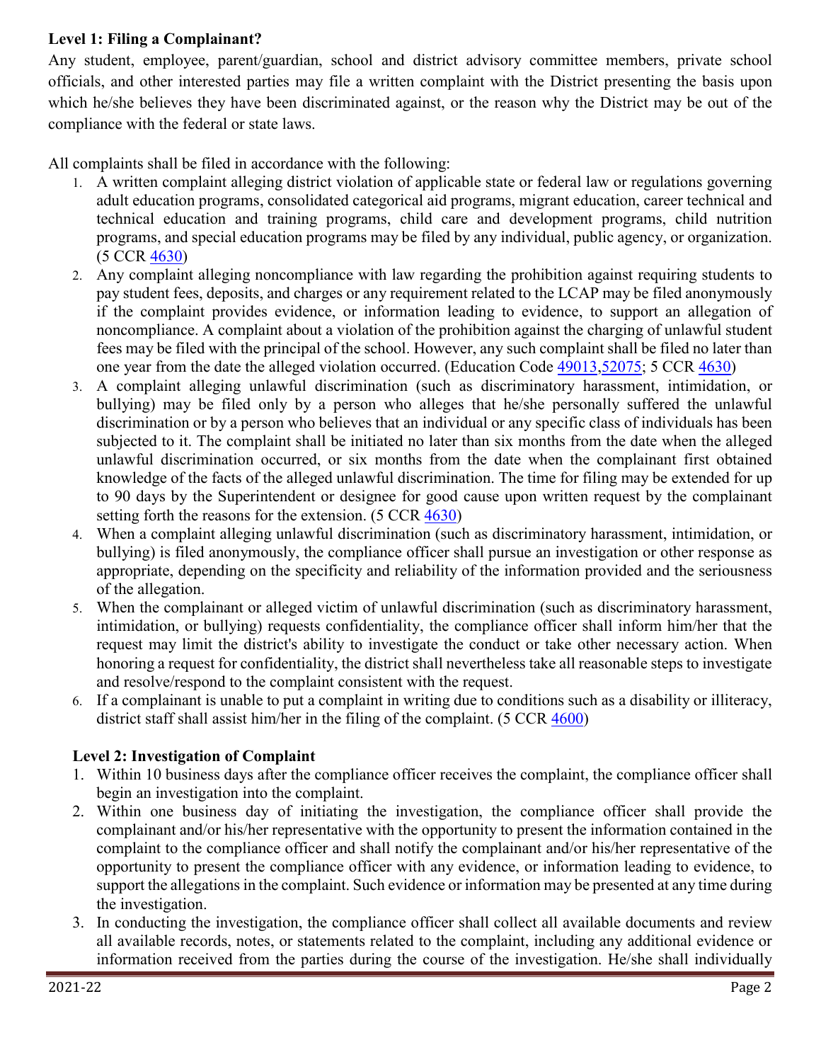**Level 1: Filing a Complainant?**

Any student, employee, parent/guardian, school and district advisory committee members, private school officials, and other interested parties may file a written complaint with the District presenting the basis upon which he/she believes they have been discriminated against, or the reason why the District may be out of the compliance with the federal or state laws.

All complaints shall be filed in accordance with the following:

1. A written complaint alleging district violation of applicable state or federal law or regulations governing adult education programs, consolidated categorical aid programs, migrant education, career technical and technical education and training programs, child care and development programs, child nutrition programs, and special education programs may be filed by any individual, public agency, or organization. (5 CCR 4630)
2. Any complaint alleging noncompliance with law regarding the prohibition against requiring students to pay student fees, deposits, and charges or any requirement related to the LCAP may be filed anonymously if the complaint provides evidence, or information leading to evidence, to support an allegation of noncompliance. A complaint about a violation of the prohibition against the charging of unlawful student fees may be filed with the principal of the school. However, any such complaint shall be filed no later than one year from the date the alleged violation occurred. (Education Code 49013,52075; 5 CCR 4630)
3. A complaint alleging unlawful discrimination (such as discriminatory harassment, intimidation, or bullying) may be filed only by a person who alleges that he/she personally suffered the unlawful discrimination or by a person who believes that an individual or any specific class of individuals has been subjected to it. The complaint shall be initiated no later than six months from the date when the alleged unlawful discrimination occurred, or six months from the date when the complainant first obtained knowledge of the facts of the alleged unlawful discrimination. The time for filing may be extended for up to 90 days by the Superintendent or designee for good cause upon written request by the complainant setting forth the reasons for the extension. (5 CCR 4630)
4. When a complaint alleging unlawful discrimination (such as discriminatory harassment, intimidation, or bullying) is filed anonymously, the compliance officer shall pursue an investigation or other response as appropriate, depending on the specificity and reliability of the information provided and the seriousness of the allegation.
5. When the complainant or alleged victim of unlawful discrimination (such as discriminatory harassment, intimidation, or bullying) requests confidentiality, the compliance officer shall inform him/her that the request may limit the district's ability to investigate the conduct or take other necessary action. When honoring a request for confidentiality, the district shall nevertheless take all reasonable steps to investigate and resolve/respond to the complaint consistent with the request.
6. If a complainant is unable to put a complaint in writing due to conditions such as a disability or illiteracy, district staff shall assist him/her in the filing of the complaint. (5 CCR 4600)

**Level 2: Investigation of Complaint**

1. Within 10 business days after the compliance officer receives the complaint, the compliance officer shall begin an investigation into the complaint.
2. Within one business day of initiating the investigation, the compliance officer shall provide the complainant and/or his/her representative with the opportunity to present the information contained in the complaint to the compliance officer and shall notify the complainant and/or his/her representative of the opportunity to present the compliance officer with any evidence, or information leading to evidence, to support the allegations in the complaint. Such evidence or information may be presented at any time during the investigation.
3. In conducting the investigation, the compliance officer shall collect all available documents and review all available records, notes, or statements related to the complaint, including any additional evidence or information received from the parties during the course of the investigation. He/she shall individually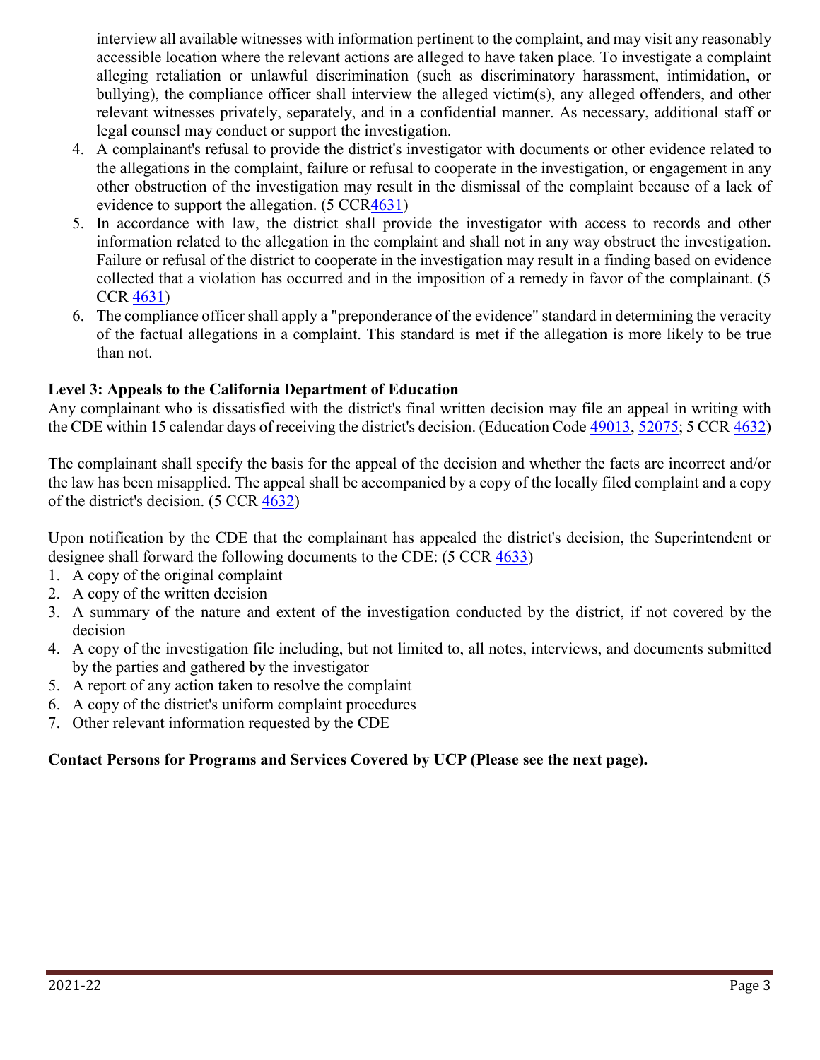interview all available witnesses with information pertinent to the complaint, and may visit any reasonably accessible location where the relevant actions are alleged to have taken place. To investigate a complaint alleging retaliation or unlawful discrimination (such as discriminatory harassment, intimidation, or bullying), the compliance officer shall interview the alleged victim(s), any alleged offenders, and other relevant witnesses privately, separately, and in a confidential manner. As necessary, additional staff or legal counsel may conduct or support the investigation.

4. A complainant's refusal to provide the district's investigator with documents or other evidence related to the allegations in the complaint, failure or refusal to cooperate in the investigation, or engagement in any other obstruction of the investigation may result in the dismissal of the complaint because of a lack of evidence to support the allegation. (5 CCR4631)
5. In accordance with law, the district shall provide the investigator with access to records and other information related to the allegation in the complaint and shall not in any way obstruct the investigation. Failure or refusal of the district to cooperate in the investigation may result in a finding based on evidence collected that a violation has occurred and in the imposition of a remedy in favor of the complainant. (5 CCR 4631)
6. The compliance officer shall apply a "preponderance of the evidence" standard in determining the veracity of the factual allegations in a complaint. This standard is met if the allegation is more likely to be true than not.

**Level 3: Appeals to the California Department of Education**

Any complainant who is dissatisfied with the district's final written decision may file an appeal in writing with the CDE within 15 calendar days of receiving the district's decision. (Education Code 49013, 52075; 5 CCR 4632)

The complainant shall specify the basis for the appeal of the decision and whether the facts are incorrect and/or the law has been misapplied. The appeal shall be accompanied by a copy of the locally filed complaint and a copy of the district's decision. (5 CCR 4632)

Upon notification by the CDE that the complainant has appealed the district's decision, the Superintendent or designee shall forward the following documents to the CDE: (5 CCR 4633)

1. A copy of the original complaint
2. A copy of the written decision
3. A summary of the nature and extent of the investigation conducted by the district, if not covered by the decision
4. A copy of the investigation file including, but not limited to, all notes, interviews, and documents submitted by the parties and gathered by the investigator
5. A report of any action taken to resolve the complaint
6. A copy of the district's uniform complaint procedures
7. Other relevant information requested by the CDE

**Contact Persons for Programs and Services Covered by UCP (Please see the next page).**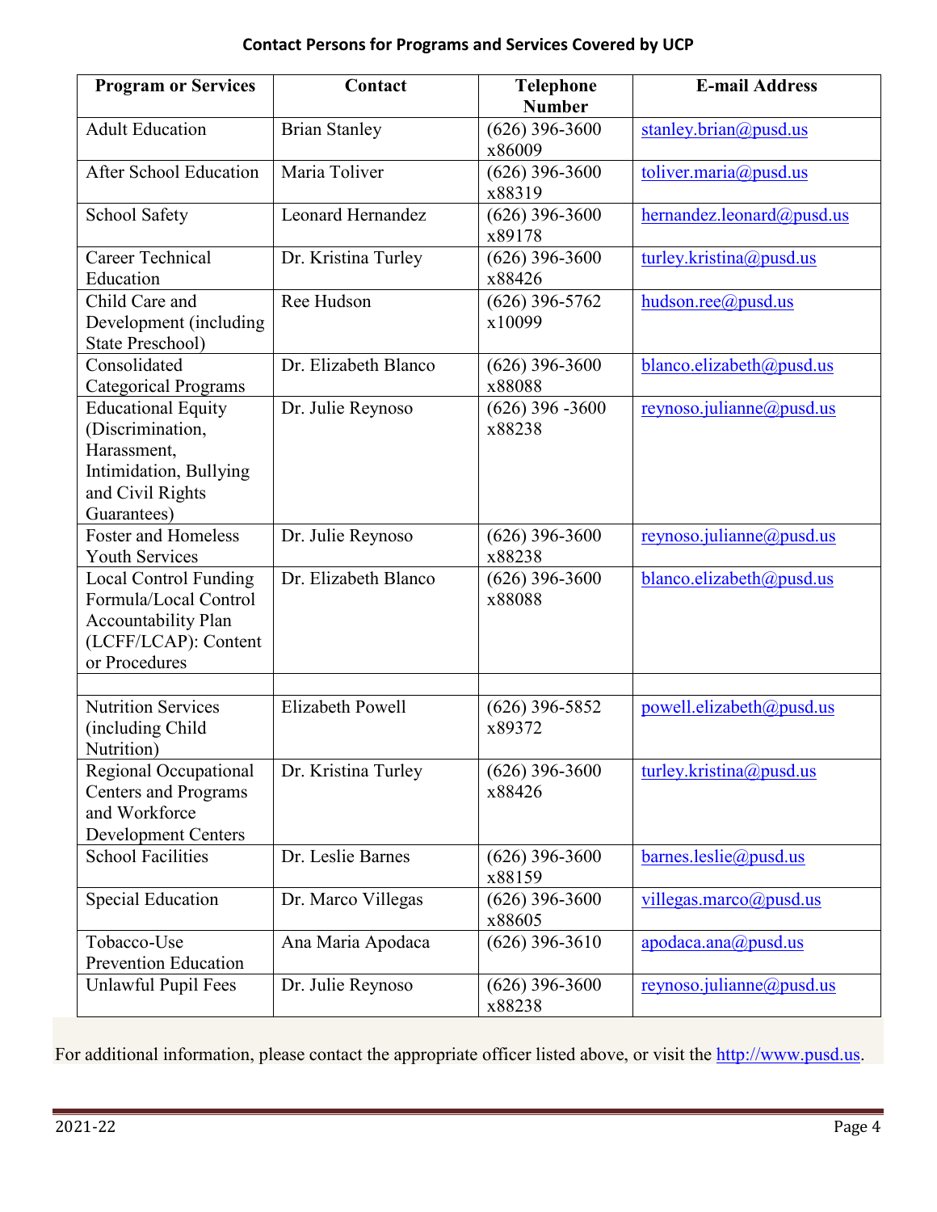**Contact Persons for Programs and Services Covered by UCP**

| Program or Services | Contact | Telephone Number | E-mail Address |
|---|---|---|---|
| Adult Education | Brian Stanley | (626) 396-3600 x86009 | stanley.brian@pusd.us |
| After School Education | Maria Toliver | (626) 396-3600 x88319 | toliver.maria@pusd.us |
| School Safety | Leonard Hernandez | (626) 396-3600 x89178 | hernandez.leonard@pusd.us |
| Career Technical Education | Dr. Kristina Turley | (626) 396-3600 x88426 | turley.kristina@pusd.us |
| Child Care and Development (including State Preschool) | Ree Hudson | (626) 396-5762 x10099 | hudson.ree@pusd.us |
| Consolidated Categorical Programs | Dr. Elizabeth Blanco | (626) 396-3600 x88088 | blanco.elizabeth@pusd.us |
| Educational Equity (Discrimination, Harassment, Intimidation, Bullying and Civil Rights Guarantees) | Dr. Julie Reynoso | (626) 396 -3600 x88238 | reynoso.julianne@pusd.us |
| Foster and Homeless Youth Services | Dr. Julie Reynoso | (626) 396-3600 x88238 | reynoso.julianne@pusd.us |
| Local Control Funding Formula/Local Control Accountability Plan (LCFF/LCAP): Content or Procedures | Dr. Elizabeth Blanco | (626) 396-3600 x88088 | blanco.elizabeth@pusd.us |
| | | | |
| Nutrition Services (including Child Nutrition) | Elizabeth Powell | (626) 396-5852 x89372 | powell.elizabeth@pusd.us |
| Regional Occupational Centers and Programs and Workforce Development Centers | Dr. Kristina Turley | (626) 396-3600 x88426 | turley.kristina@pusd.us |
| School Facilities | Dr. Leslie Barnes | (626) 396-3600 x88159 | barnes.leslie@pusd.us |
| Special Education | Dr. Marco Villegas | (626) 396-3600 x88605 | villegas.marco@pusd.us |
| Tobacco-Use Prevention Education | Ana Maria Apodaca | (626) 396-3610 | apodaca.ana@pusd.us |
| Unlawful Pupil Fees | Dr. Julie Reynoso | (626) 396-3600 x88238 | reynoso.julianne@pusd.us |

For additional information, please contact the appropriate officer listed above, or visit the http://www.pusd.us.

2021-22